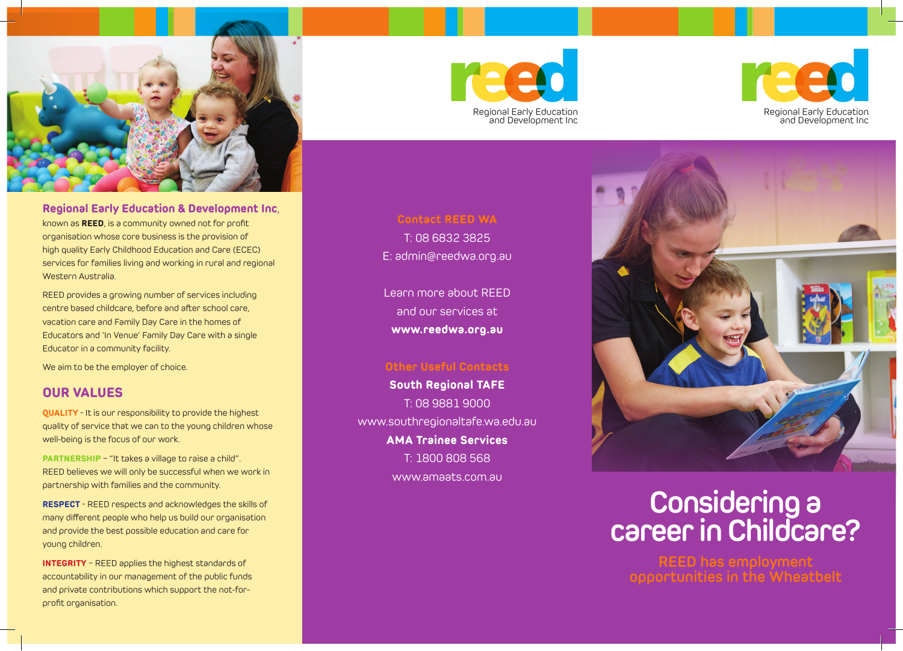**Regional Early Education & Development Inc**, known as **REED**, is a community owned not for profit organisation whose core business is the provision of high quality Early Childhood Education and Care (ECEC) services for families living and working in rural and regional Western Australia.

REED provides a growing number of services including centre based childcare, before and after school care, vacation care and Family Day Care in the homes of Educators and 'In Venue' Family Day Care with a single Educator in a community facility.

We aim to be the employer of choice.

## OUR VALUES

**QUALITY** - It is our responsibility to provide the highest quality of service that we can to the young children whose well-being is the focus of our work.

**PARTNERSHIP** – "It takes a village to raise a child". REED believes we will only be successful when we work in partnership with families and the community.

**RESPECT** - REED respects and acknowledges the skills of many different people who help us build our organisation and provide the best possible education and care for young children.

**INTEGRITY** – REED applies the highest standards of accountability in our management of the public funds and private contributions which support the not-for-profit organisation.

reed
Regional Early Education and Development Inc

**Contact REED WA**

T: 08 6832 3825

E: admin@reedwa.org.au

Learn more about REED and our services at **www.reedwa.org.au**

**Other Useful Contacts**

**South Regional TAFE**

T: 08 9881 9000

www.southregionaltafe.wa.edu.au

**AMA Trainee Services**

T: 1800 808 568

www.amaats.com.au

reed
Regional Early Education and Development Inc

# Considering a career in Childcare?

## REED has employment opportunities in the Wheatbelt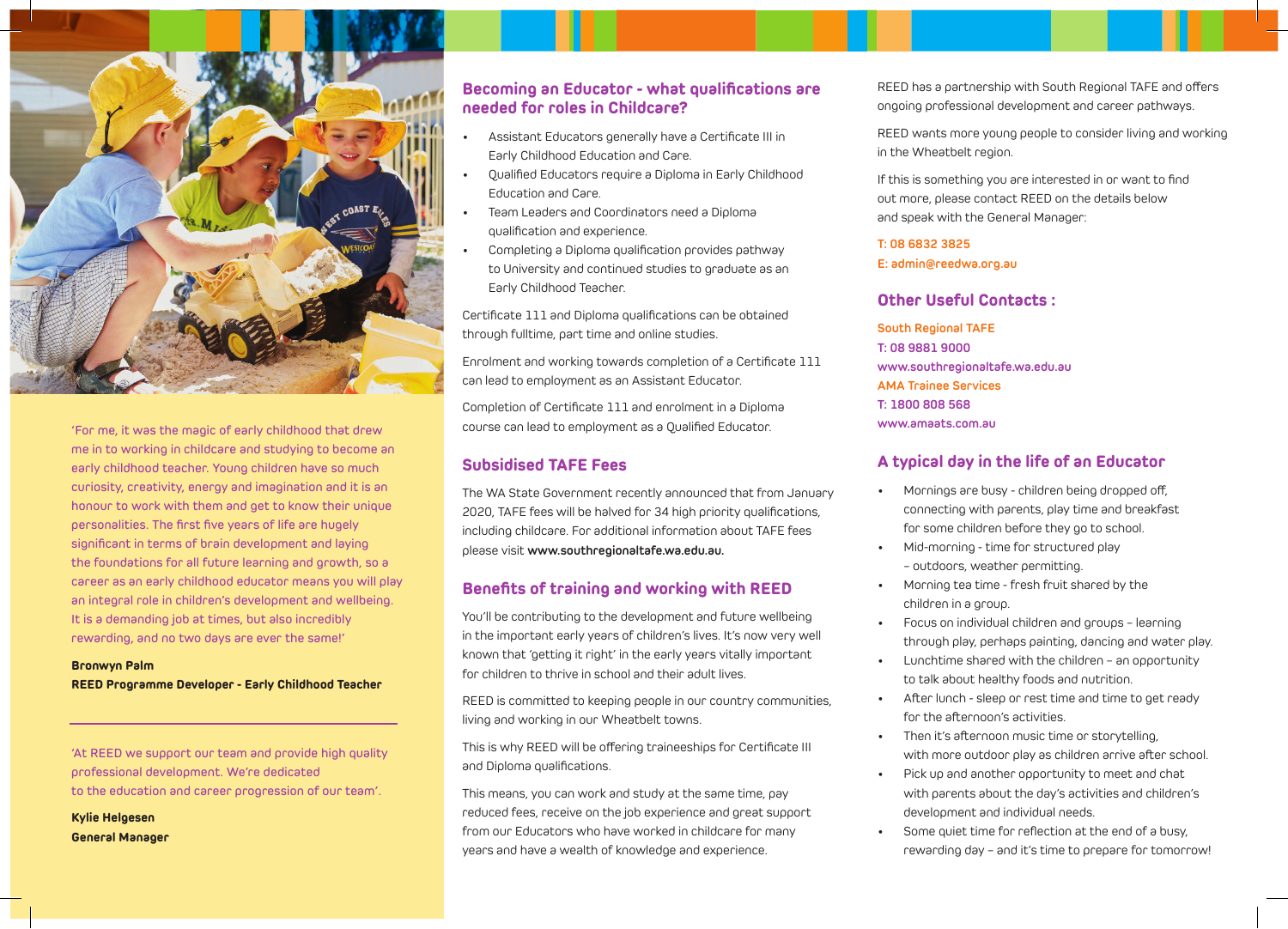'For me, it was the magic of early childhood that drew me in to working in childcare and studying to become an early childhood teacher. Young children have so much curiosity, creativity, energy and imagination and it is an honour to work with them and get to know their unique personalities. The first five years of life are hugely significant in terms of brain development and laying the foundations for all future learning and growth, so a career as an early childhood educator means you will play an integral role in children's development and wellbeing. It is a demanding job at times, but also incredibly rewarding, and no two days are ever the same!'

**Bronwyn Palm**
**REED Programme Developer - Early Childhood Teacher**

---

'At REED we support our team and provide high quality professional development. We're dedicated to the education and career progression of our team'.

**Kylie Helgesen**
**General Manager**

## Becoming an Educator - what qualifications are needed for roles in Childcare?

- Assistant Educators generally have a Certificate III in Early Childhood Education and Care.
- Qualified Educators require a Diploma in Early Childhood Education and Care.
- Team Leaders and Coordinators need a Diploma qualification and experience.
- Completing a Diploma qualification provides pathway to University and continued studies to graduate as an Early Childhood Teacher.

Certificate 111 and Diploma qualifications can be obtained through fulltime, part time and online studies.

Enrolment and working towards completion of a Certificate 111 can lead to employment as an Assistant Educator.

Completion of Certificate 111 and enrolment in a Diploma course can lead to employment as a Qualified Educator.

## Subsidised TAFE Fees

The WA State Government recently announced that from January 2020, TAFE fees will be halved for 34 high priority qualifications, including childcare. For additional information about TAFE fees please visit **www.southregionaltafe.wa.edu.au.**

## Benefits of training and working with REED

You'll be contributing to the development and future wellbeing in the important early years of children's lives. It's now very well known that 'getting it right' in the early years vitally important for children to thrive in school and their adult lives.

REED is committed to keeping people in our country communities, living and working in our Wheatbelt towns.

This is why REED will be offering traineeships for Certificate III and Diploma qualifications.

This means, you can work and study at the same time, pay reduced fees, receive on the job experience and great support from our Educators who have worked in childcare for many years and have a wealth of knowledge and experience.

REED has a partnership with South Regional TAFE and offers ongoing professional development and career pathways.

REED wants more young people to consider living and working in the Wheatbelt region.

If this is something you are interested in or want to find out more, please contact REED on the details below and speak with the General Manager:

**T: 08 6832 3825**
**E: admin@reedwa.org.au**

## Other Useful Contacts :

**South Regional TAFE**
**T: 08 9881 9000**
**www.southregionaltafe.wa.edu.au**
**AMA Trainee Services**
**T: 1800 808 568**
**www.amaats.com.au**

## A typical day in the life of an Educator

- Mornings are busy - children being dropped off, connecting with parents, play time and breakfast for some children before they go to school.
- Mid-morning - time for structured play – outdoors, weather permitting.
- Morning tea time - fresh fruit shared by the children in a group.
- Focus on individual children and groups – learning through play, perhaps painting, dancing and water play.
- Lunchtime shared with the children – an opportunity to talk about healthy foods and nutrition.
- After lunch - sleep or rest time and time to get ready for the afternoon's activities.
- Then it's afternoon music time or storytelling, with more outdoor play as children arrive after school.
- Pick up and another opportunity to meet and chat with parents about the day's activities and children's development and individual needs.
- Some quiet time for reflection at the end of a busy, rewarding day – and it's time to prepare for tomorrow!